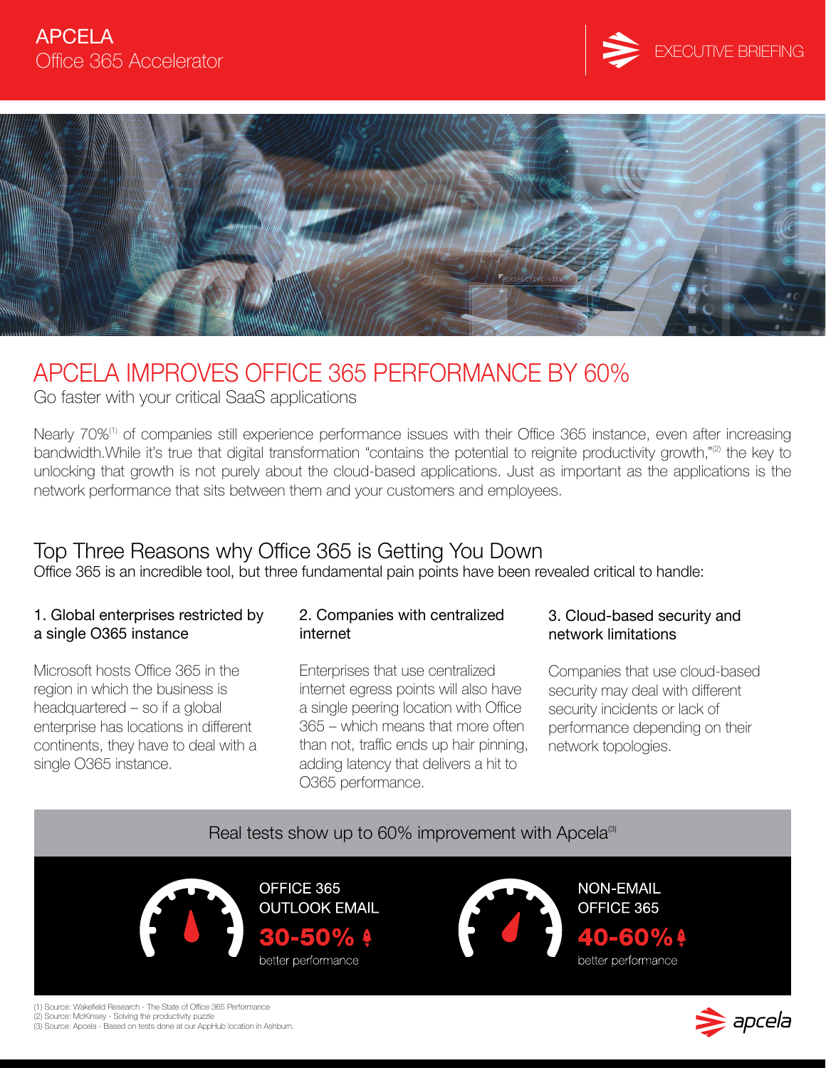APCELA
Office 365 Accelerator

EXECUTIVE BRIEFING

# APCELA IMPROVES OFFICE 365 PERFORMANCE BY 60%

Go faster with your critical SaaS applications

Nearly 70%[1] of companies still experience performance issues with their Office 365 instance, even after increasing bandwidth.While it's true that digital transformation "contains the potential to reignite productivity growth,"[2] the key to unlocking that growth is not purely about the cloud-based applications. Just as important as the applications is the network performance that sits between them and your customers and employees.

## Top Three Reasons why Office 365 is Getting You Down

Office 365 is an incredible tool, but three fundamental pain points have been revealed critical to handle:

### 1. Global enterprises restricted by a single O365 instance

Microsoft hosts Office 365 in the region in which the business is headquartered – so if a global enterprise has locations in different continents, they have to deal with a single O365 instance.

### 2. Companies with centralized internet

Enterprises that use centralized internet egress points will also have a single peering location with Office 365 – which means that more often than not, traffic ends up hair pinning, adding latency that delivers a hit to O365 performance.

### 3. Cloud-based security and network limitations

Companies that use cloud-based security may deal with different security incidents or lack of performance depending on their network topologies.

Real tests show up to 60% improvement with Apcela[3]

**OFFICE 365 OUTLOOK EMAIL**
**30-50%** better performance

**NON-EMAIL OFFICE 365**
**40-60%** better performance

(1) Source: Wakefield Research - The State of Office 365 Performance
(2) Source: McKinsey - Solving the productivity puzzle
(3) Source: Apcela - Based on tests done at our AppHub location in Ashburn.

apcela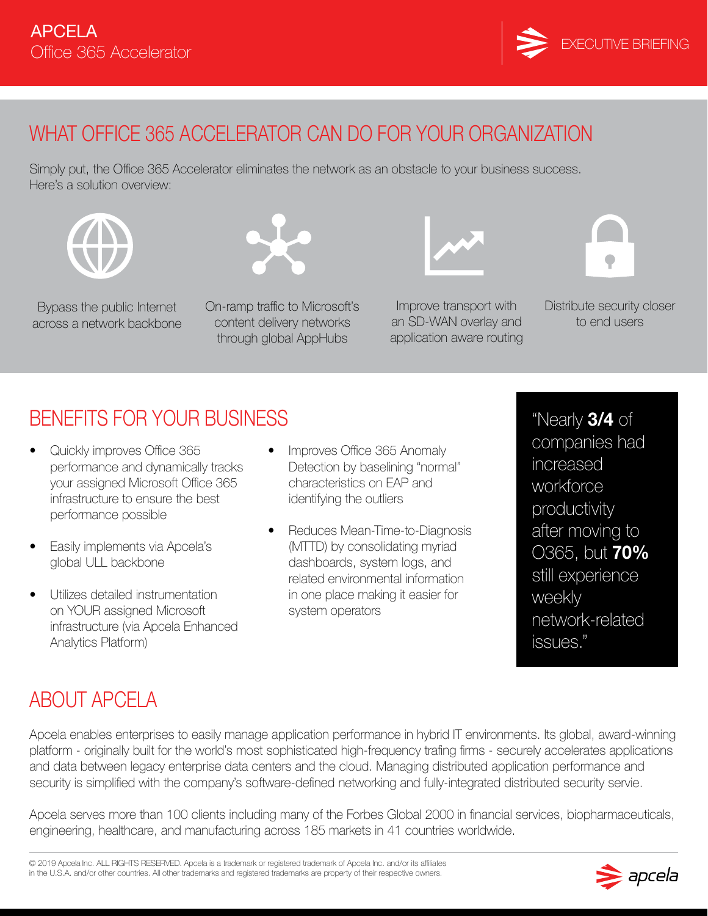APCELA
Office 365 Accelerator

EXECUTIVE BRIEFING

## WHAT OFFICE 365 ACCELERATOR CAN DO FOR YOUR ORGANIZATION

Simply put, the Office 365 Accelerator eliminates the network as an obstacle to your business success. Here's a solution overview:

Bypass the public Internet across a network backbone

On-ramp traffic to Microsoft's content delivery networks through global AppHubs

Improve transport with an SD-WAN overlay and application aware routing

Distribute security closer to end users

## BENEFITS FOR YOUR BUSINESS

- Quickly improves Office 365 performance and dynamically tracks your assigned Microsoft Office 365 infrastructure to ensure the best performance possible
- Easily implements via Apcela's global ULL backbone
- Utilizes detailed instrumentation on YOUR assigned Microsoft infrastructure (via Apcela Enhanced Analytics Platform)
- Improves Office 365 Anomaly Detection by baselining "normal" characteristics on EAP and identifying the outliers
- Reduces Mean-Time-to-Diagnosis (MTTD) by consolidating myriad dashboards, system logs, and related environmental information in one place making it easier for system operators

"Nearly **3/4** of companies had increased workforce productivity after moving to O365, but **70%** still experience weekly network-related issues."

## ABOUT APCELA

Apcela enables enterprises to easily manage application performance in hybrid IT environments. Its global, award-winning platform - originally built for the world's most sophisticated high-frequency trafing firms - securely accelerates applications and data between legacy enterprise data centers and the cloud. Managing distributed application performance and security is simplified with the company's software-defined networking and fully-integrated distributed security servie.

Apcela serves more than 100 clients including many of the Forbes Global 2000 in financial services, biopharmaceuticals, engineering, healthcare, and manufacturing across 185 markets in 41 countries worldwide.

© 2019 Apcela Inc. ALL RIGHTS RESERVED. Apcela is a trademark or registered trademark of Apcela Inc. and/or its affiliates in the U.S.A. and/or other countries. All other trademarks and registered trademarks are property of their respective owners.

apcela